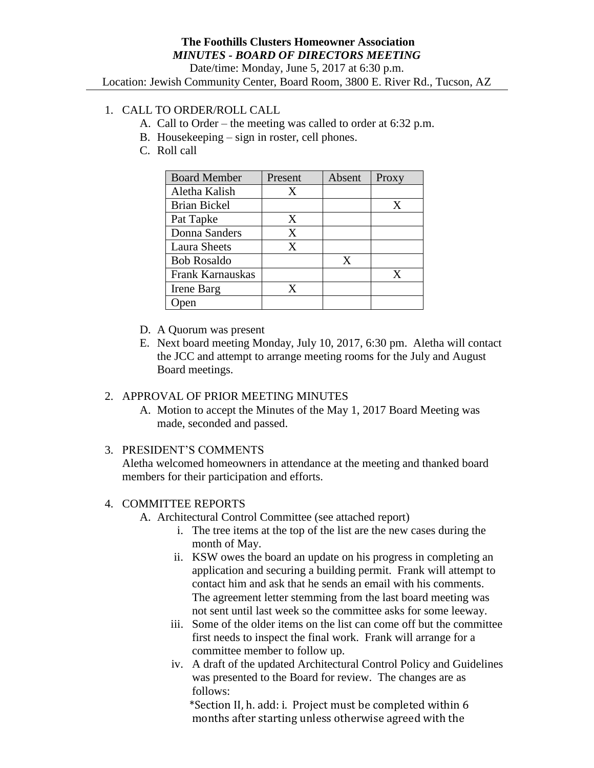**The Foothills Clusters Homeowner Association**

***MINUTES - BOARD OF DIRECTORS MEETING***

Date/time: Monday, June 5, 2017 at 6:30 p.m.

Location: Jewish Community Center, Board Room, 3800 E. River Rd., Tucson, AZ

---

1. CALL TO ORDER/ROLL CALL
   A. Call to Order – the meeting was called to order at 6:32 p.m.
   B. Housekeeping – sign in roster, cell phones.
   C. Roll call

| Board Member | Present | Absent | Proxy |
|---|---|---|---|
| Aletha Kalish | X | | |
| Brian Bickel | | | X |
| Pat Tapke | X | | |
| Donna Sanders | X | | |
| Laura Sheets | X | | |
| Bob Rosaldo | | X | |
| Frank Karnauskas | | | X |
| Irene Barg | X | | |
| Open | | | |

   D. A Quorum was present
   E. Next board meeting Monday, July 10, 2017, 6:30 pm. Aletha will contact the JCC and attempt to arrange meeting rooms for the July and August Board meetings.

2. APPROVAL OF PRIOR MEETING MINUTES
   A. Motion to accept the Minutes of the May 1, 2017 Board Meeting was made, seconded and passed.

3. PRESIDENT'S COMMENTS

   Aletha welcomed homeowners in attendance at the meeting and thanked board members for their participation and efforts.

4. COMMITTEE REPORTS
   A. Architectural Control Committee (see attached report)
      i. The tree items at the top of the list are the new cases during the month of May.
      ii. KSW owes the board an update on his progress in completing an application and securing a building permit. Frank will attempt to contact him and ask that he sends an email with his comments. The agreement letter stemming from the last board meeting was not sent until last week so the committee asks for some leeway.
      iii. Some of the older items on the list can come off but the committee first needs to inspect the final work. Frank will arrange for a committee member to follow up.
      iv. A draft of the updated Architectural Control Policy and Guidelines was presented to the Board for review. The changes are as follows:

         *Section II, h. add: i. Project must be completed within 6 months after starting unless otherwise agreed with the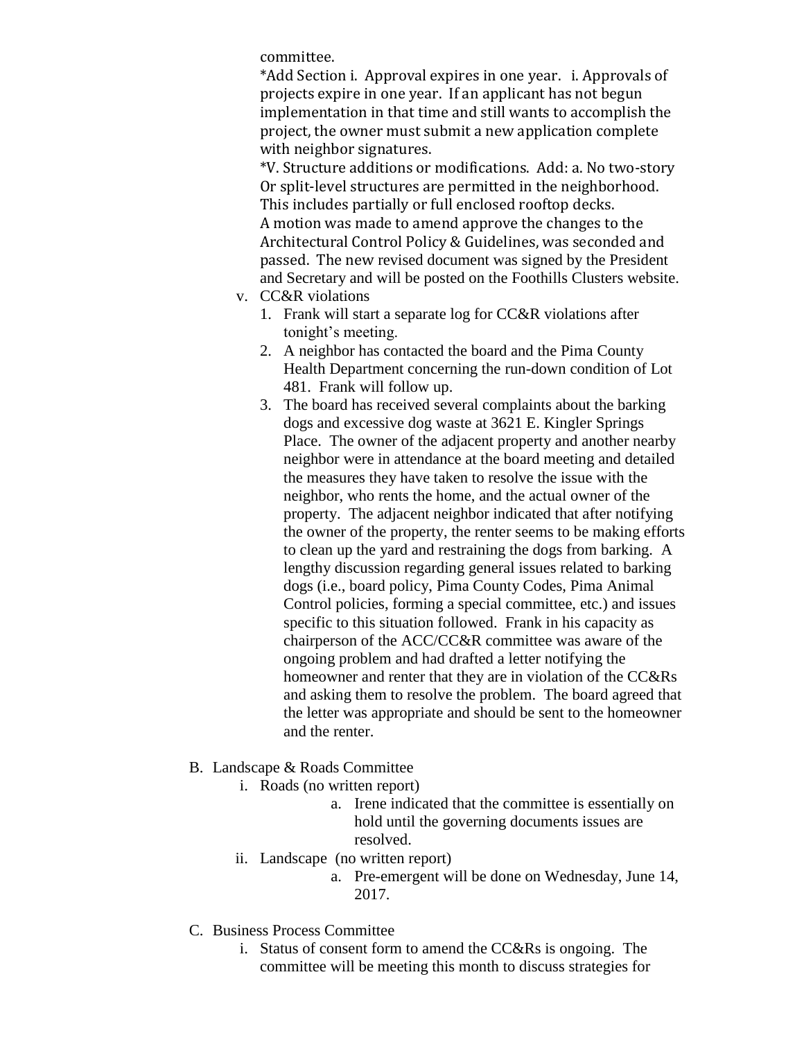committee.

*Add Section i. Approval expires in one year. i. Approvals of projects expire in one year. If an applicant has not begun implementation in that time and still wants to accomplish the project, the owner must submit a new application complete with neighbor signatures.

*V. Structure additions or modifications. Add: a. No two-story Or split-level structures are permitted in the neighborhood. This includes partially or full enclosed rooftop decks.

A motion was made to amend approve the changes to the Architectural Control Policy & Guidelines, was seconded and passed. The new revised document was signed by the President and Secretary and will be posted on the Foothills Clusters website.

v. CC&R violations
   1. Frank will start a separate log for CC&R violations after tonight's meeting.
   2. A neighbor has contacted the board and the Pima County Health Department concerning the run-down condition of Lot 481. Frank will follow up.
   3. The board has received several complaints about the barking dogs and excessive dog waste at 3621 E. Kingler Springs Place. The owner of the adjacent property and another nearby neighbor were in attendance at the board meeting and detailed the measures they have taken to resolve the issue with the neighbor, who rents the home, and the actual owner of the property. The adjacent neighbor indicated that after notifying the owner of the property, the renter seems to be making efforts to clean up the yard and restraining the dogs from barking. A lengthy discussion regarding general issues related to barking dogs (i.e., board policy, Pima County Codes, Pima Animal Control policies, forming a special committee, etc.) and issues specific to this situation followed. Frank in his capacity as chairperson of the ACC/CC&R committee was aware of the ongoing problem and had drafted a letter notifying the homeowner and renter that they are in violation of the CC&Rs and asking them to resolve the problem. The board agreed that the letter was appropriate and should be sent to the homeowner and the renter.

B. Landscape & Roads Committee
   i. Roads (no written report)
      a. Irene indicated that the committee is essentially on hold until the governing documents issues are resolved.
   ii. Landscape (no written report)
      a. Pre-emergent will be done on Wednesday, June 14, 2017.

C. Business Process Committee
   i. Status of consent form to amend the CC&Rs is ongoing. The committee will be meeting this month to discuss strategies for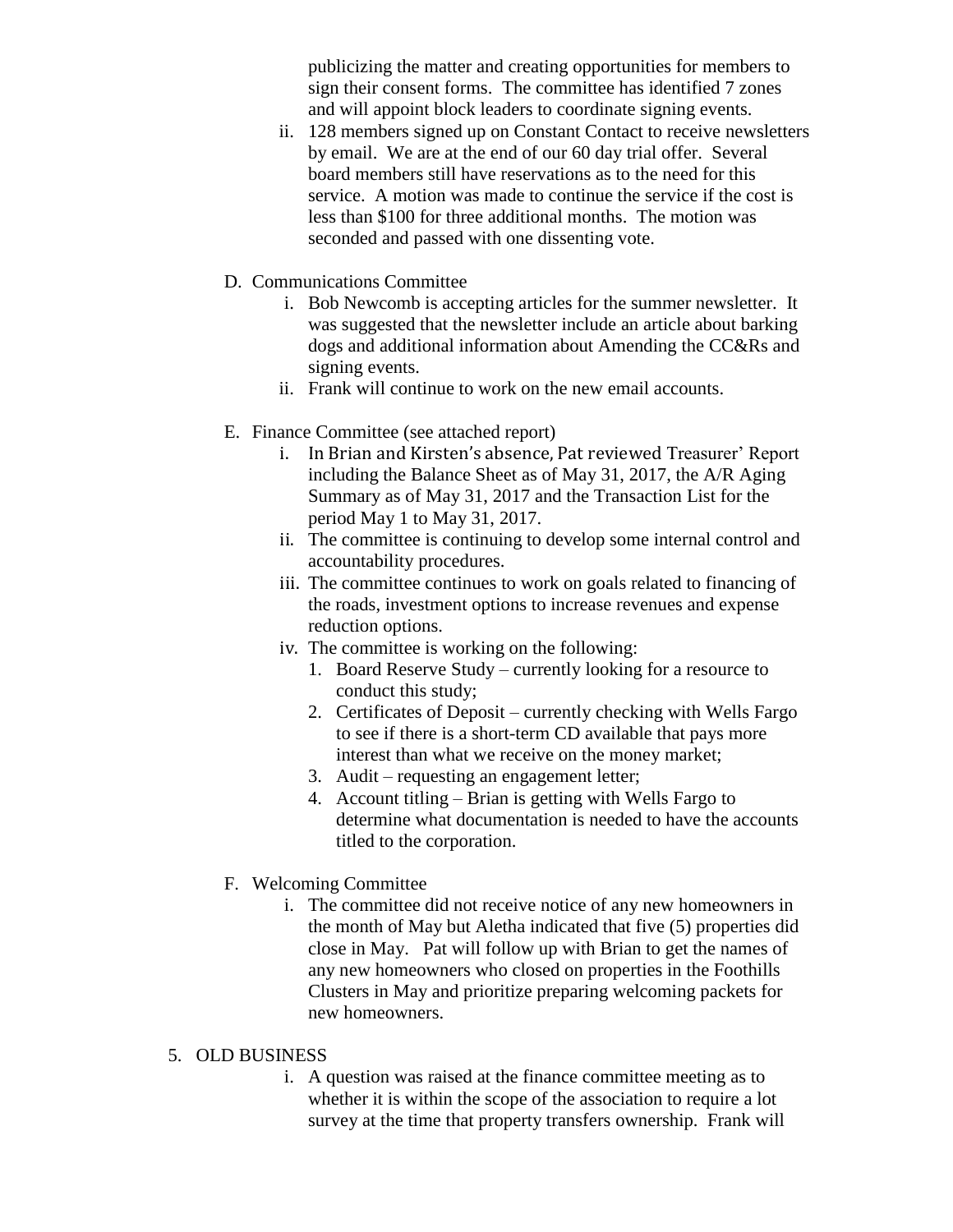publicizing the matter and creating opportunities for members to sign their consent forms. The committee has identified 7 zones and will appoint block leaders to coordinate signing events.

ii. 128 members signed up on Constant Contact to receive newsletters by email. We are at the end of our 60 day trial offer. Several board members still have reservations as to the need for this service. A motion was made to continue the service if the cost is less than $100 for three additional months. The motion was seconded and passed with one dissenting vote.

D. Communications Committee

i. Bob Newcomb is accepting articles for the summer newsletter. It was suggested that the newsletter include an article about barking dogs and additional information about Amending the CC&Rs and signing events.

ii. Frank will continue to work on the new email accounts.

E. Finance Committee (see attached report)

i. In Brian and Kirsten's absence, Pat reviewed Treasurer' Report including the Balance Sheet as of May 31, 2017, the A/R Aging Summary as of May 31, 2017 and the Transaction List for the period May 1 to May 31, 2017.

ii. The committee is continuing to develop some internal control and accountability procedures.

iii. The committee continues to work on goals related to financing of the roads, investment options to increase revenues and expense reduction options.

iv. The committee is working on the following:

1. Board Reserve Study – currently looking for a resource to conduct this study;
2. Certificates of Deposit – currently checking with Wells Fargo to see if there is a short-term CD available that pays more interest than what we receive on the money market;
3. Audit – requesting an engagement letter;
4. Account titling – Brian is getting with Wells Fargo to determine what documentation is needed to have the accounts titled to the corporation.

F. Welcoming Committee

i. The committee did not receive notice of any new homeowners in the month of May but Aletha indicated that five (5) properties did close in May. Pat will follow up with Brian to get the names of any new homeowners who closed on properties in the Foothills Clusters in May and prioritize preparing welcoming packets for new homeowners.

5. OLD BUSINESS

i. A question was raised at the finance committee meeting as to whether it is within the scope of the association to require a lot survey at the time that property transfers ownership. Frank will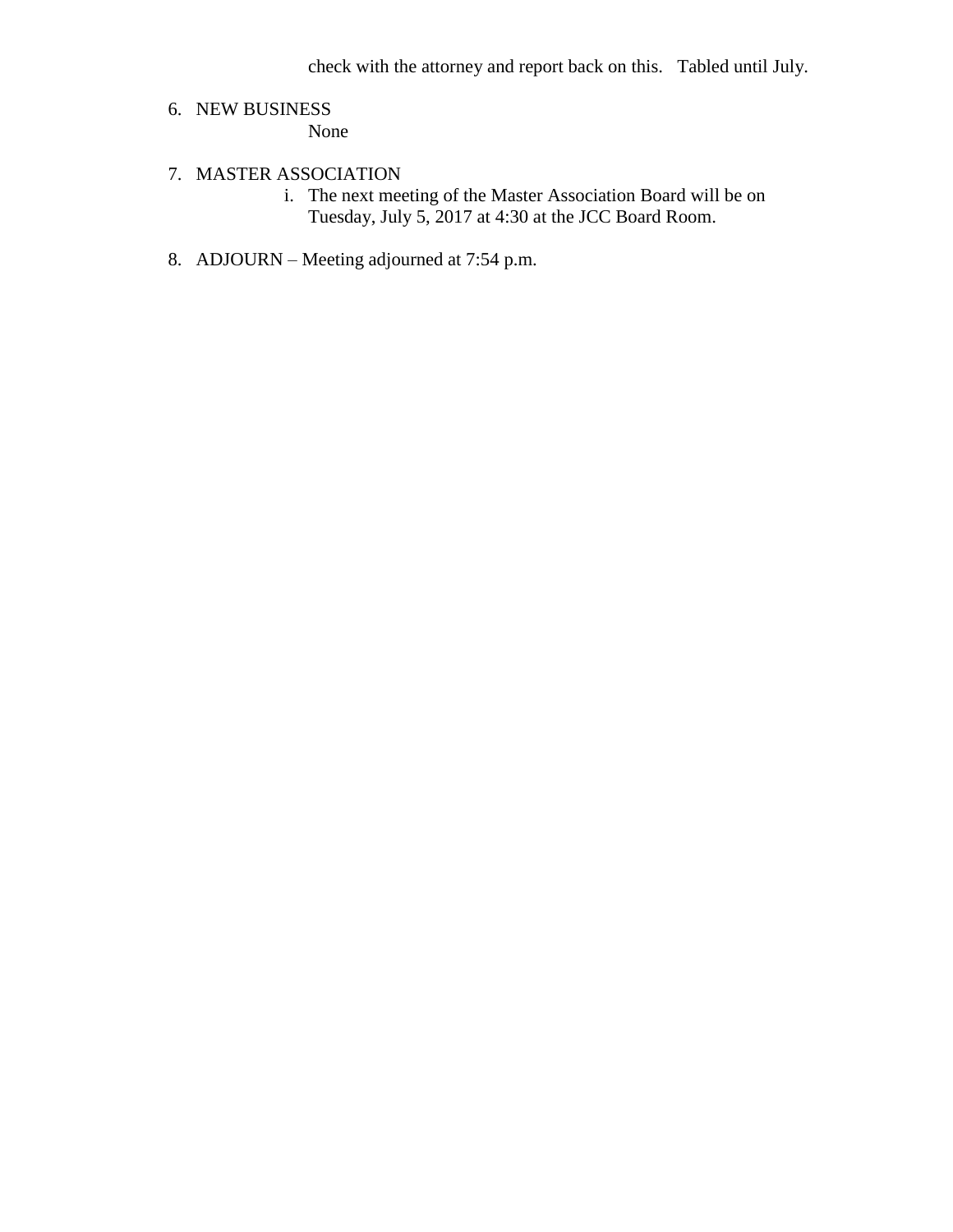check with the attorney and report back on this. Tabled until July.

6. NEW BUSINESS

   None

7. MASTER ASSOCIATION

   i. The next meeting of the Master Association Board will be on Tuesday, July 5, 2017 at 4:30 at the JCC Board Room.

8. ADJOURN – Meeting adjourned at 7:54 p.m.